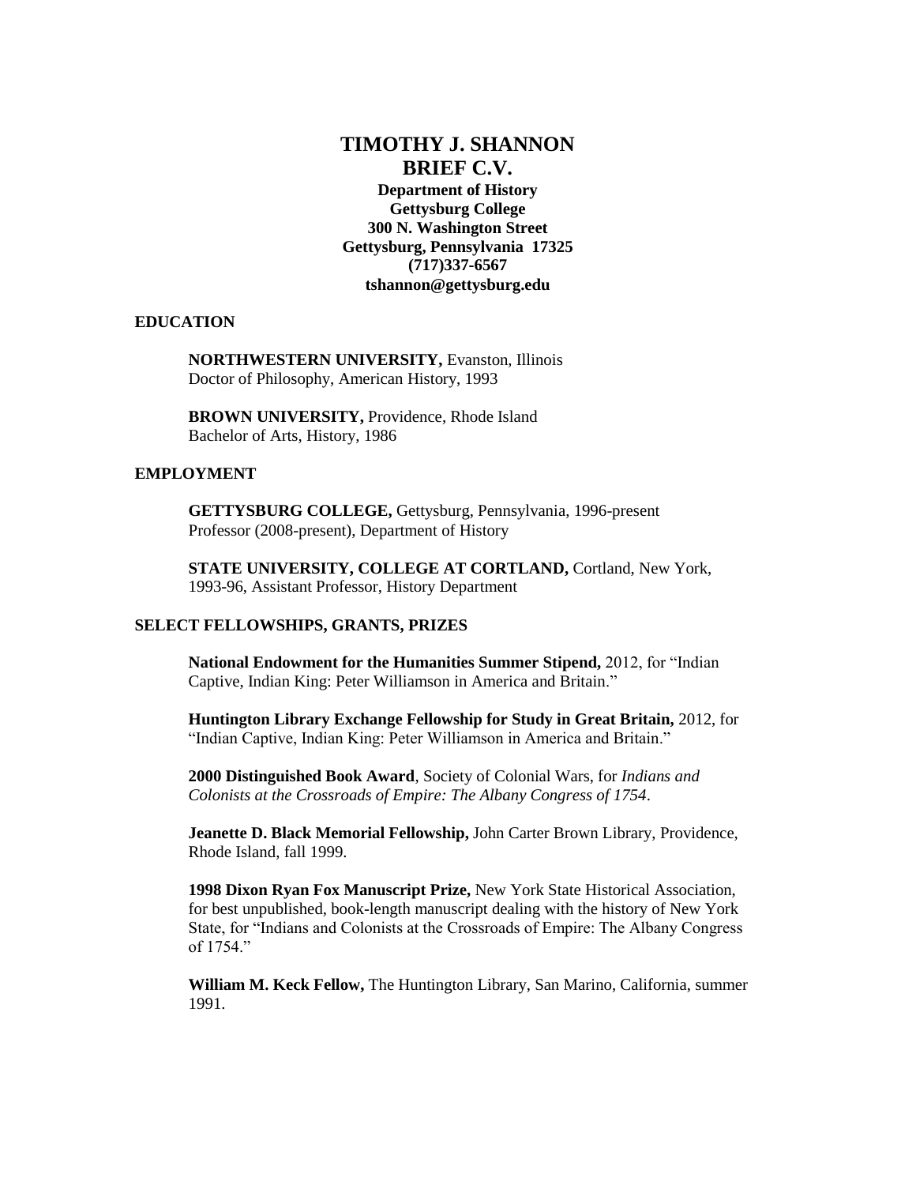# TIMOTHY J. SHANNON
## BRIEF C.V.

**Department of History**
**Gettysburg College**
**300 N. Washington Street**
**Gettysburg, Pennsylvania 17325**
**(717)337-6567**
**tshannon@gettysburg.edu**

## EDUCATION

**NORTHWESTERN UNIVERSITY,** Evanston, Illinois
Doctor of Philosophy, American History, 1993

**BROWN UNIVERSITY,** Providence, Rhode Island
Bachelor of Arts, History, 1986

## EMPLOYMENT

**GETTYSBURG COLLEGE,** Gettysburg, Pennsylvania, 1996-present
Professor (2008-present), Department of History

**STATE UNIVERSITY, COLLEGE AT CORTLAND,** Cortland, New York, 1993-96, Assistant Professor, History Department

## SELECT FELLOWSHIPS, GRANTS, PRIZES

**National Endowment for the Humanities Summer Stipend,** 2012, for "Indian Captive, Indian King: Peter Williamson in America and Britain."

**Huntington Library Exchange Fellowship for Study in Great Britain,** 2012, for "Indian Captive, Indian King: Peter Williamson in America and Britain."

**2000 Distinguished Book Award**, Society of Colonial Wars, for *Indians and Colonists at the Crossroads of Empire: The Albany Congress of 1754*.

**Jeanette D. Black Memorial Fellowship,** John Carter Brown Library, Providence, Rhode Island, fall 1999.

**1998 Dixon Ryan Fox Manuscript Prize,** New York State Historical Association, for best unpublished, book-length manuscript dealing with the history of New York State, for "Indians and Colonists at the Crossroads of Empire: The Albany Congress of 1754."

**William M. Keck Fellow,** The Huntington Library, San Marino, California, summer 1991.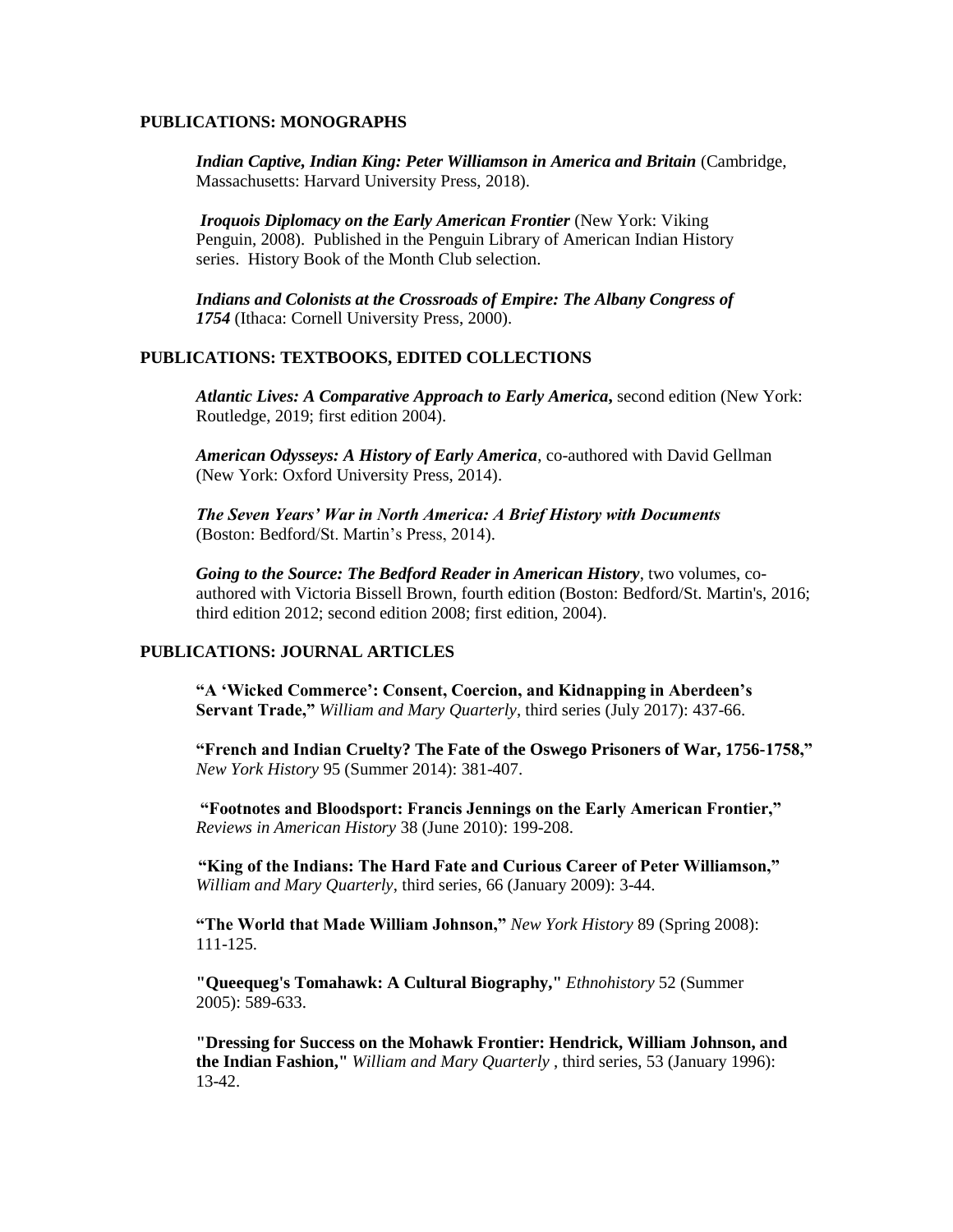## PUBLICATIONS: MONOGRAPHS

***Indian Captive, Indian King: Peter Williamson in America and Britain*** (Cambridge, Massachusetts: Harvard University Press, 2018).

***Iroquois Diplomacy on the Early American Frontier*** (New York: Viking Penguin, 2008). Published in the Penguin Library of American Indian History series. History Book of the Month Club selection.

***Indians and Colonists at the Crossroads of Empire: The Albany Congress of 1754*** (Ithaca: Cornell University Press, 2000).

## PUBLICATIONS: TEXTBOOKS, EDITED COLLECTIONS

***Atlantic Lives: A Comparative Approach to Early America*,** second edition (New York: Routledge, 2019; first edition 2004).

***American Odysseys: A History of Early America***, co-authored with David Gellman (New York: Oxford University Press, 2014).

***The Seven Years' War in North America: A Brief History with Documents*** (Boston: Bedford/St. Martin's Press, 2014).

***Going to the Source: The Bedford Reader in American History***, two volumes, co-authored with Victoria Bissell Brown, fourth edition (Boston: Bedford/St. Martin's, 2016; third edition 2012; second edition 2008; first edition, 2004).

## PUBLICATIONS: JOURNAL ARTICLES

**"A 'Wicked Commerce': Consent, Coercion, and Kidnapping in Aberdeen's Servant Trade,"** *William and Mary Quarterly*, third series (July 2017): 437-66.

**"French and Indian Cruelty? The Fate of the Oswego Prisoners of War, 1756-1758,"** *New York History* 95 (Summer 2014): 381-407.

**"Footnotes and Bloodsport: Francis Jennings on the Early American Frontier,"** *Reviews in American History* 38 (June 2010): 199-208.

**"King of the Indians: The Hard Fate and Curious Career of Peter Williamson,"** *William and Mary Quarterly*, third series, 66 (January 2009): 3-44.

**"The World that Made William Johnson,"** *New York History* 89 (Spring 2008): 111-125.

**"Queequeg's Tomahawk: A Cultural Biography,"** *Ethnohistory* 52 (Summer 2005): 589-633.

**"Dressing for Success on the Mohawk Frontier: Hendrick, William Johnson, and the Indian Fashion,"** *William and Mary Quarterly* , third series, 53 (January 1996): 13-42.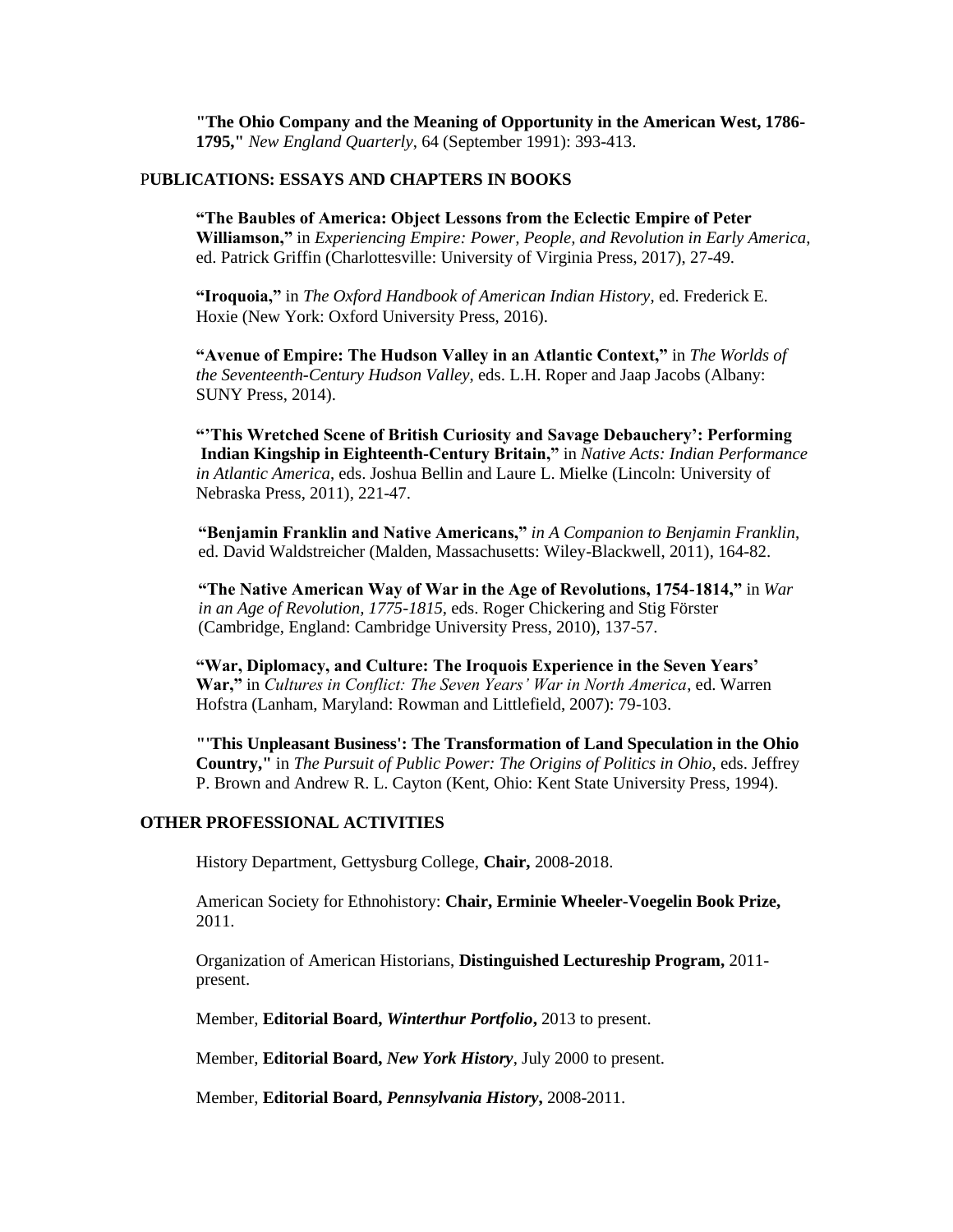**"The Ohio Company and the Meaning of Opportunity in the American West, 1786-1795,"** *New England Quarterly*, 64 (September 1991): 393-413.

## PUBLICATIONS: ESSAYS AND CHAPTERS IN BOOKS

**"The Baubles of America: Object Lessons from the Eclectic Empire of Peter Williamson,"** in *Experiencing Empire: Power, People, and Revolution in Early America*, ed. Patrick Griffin (Charlottesville: University of Virginia Press, 2017), 27-49.

**"Iroquoia,"** in *The Oxford Handbook of American Indian History*, ed. Frederick E. Hoxie (New York: Oxford University Press, 2016).

**"Avenue of Empire: The Hudson Valley in an Atlantic Context,"** in *The Worlds of the Seventeenth-Century Hudson Valley*, eds. L.H. Roper and Jaap Jacobs (Albany: SUNY Press, 2014).

**"'This Wretched Scene of British Curiosity and Savage Debauchery': Performing Indian Kingship in Eighteenth-Century Britain,"** in *Native Acts: Indian Performance in Atlantic America*, eds. Joshua Bellin and Laure L. Mielke (Lincoln: University of Nebraska Press, 2011), 221-47.

**"Benjamin Franklin and Native Americans,"** *in A Companion to Benjamin Franklin*, ed. David Waldstreicher (Malden, Massachusetts: Wiley-Blackwell, 2011), 164-82.

**"The Native American Way of War in the Age of Revolutions, 1754-1814,"** in *War in an Age of Revolution, 1775-1815*, eds. Roger Chickering and Stig Förster (Cambridge, England: Cambridge University Press, 2010), 137-57.

**"War, Diplomacy, and Culture: The Iroquois Experience in the Seven Years' War,"** in *Cultures in Conflict: The Seven Years' War in North America*, ed. Warren Hofstra (Lanham, Maryland: Rowman and Littlefield, 2007): 79-103.

**"'This Unpleasant Business': The Transformation of Land Speculation in the Ohio Country,"** in *The Pursuit of Public Power: The Origins of Politics in Ohio*, eds. Jeffrey P. Brown and Andrew R. L. Cayton (Kent, Ohio: Kent State University Press, 1994).

## OTHER PROFESSIONAL ACTIVITIES

History Department, Gettysburg College, **Chair,** 2008-2018.

American Society for Ethnohistory: **Chair, Erminie Wheeler-Voegelin Book Prize,** 2011.

Organization of American Historians, **Distinguished Lectureship Program,** 2011-present.

Member, **Editorial Board,** ***Winterthur Portfolio*,** 2013 to present.

Member, **Editorial Board,** ***New York History***, July 2000 to present.

Member, **Editorial Board,** ***Pennsylvania History*,** 2008-2011.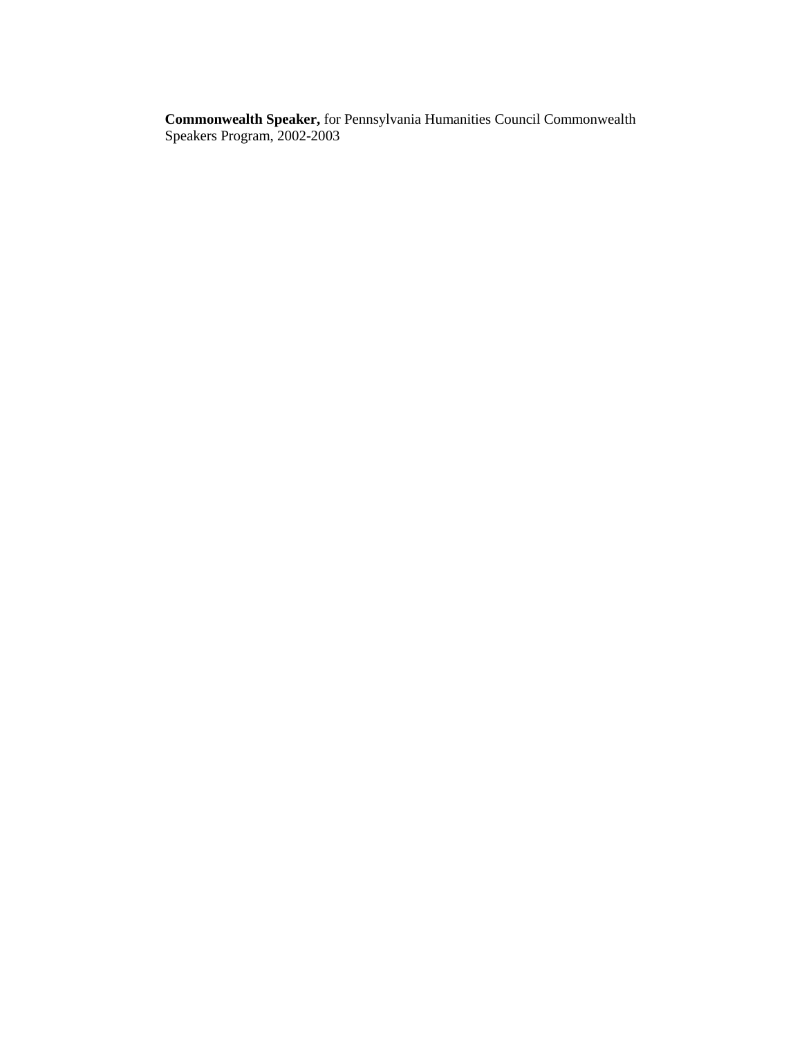**Commonwealth Speaker,** for Pennsylvania Humanities Council Commonwealth Speakers Program, 2002-2003